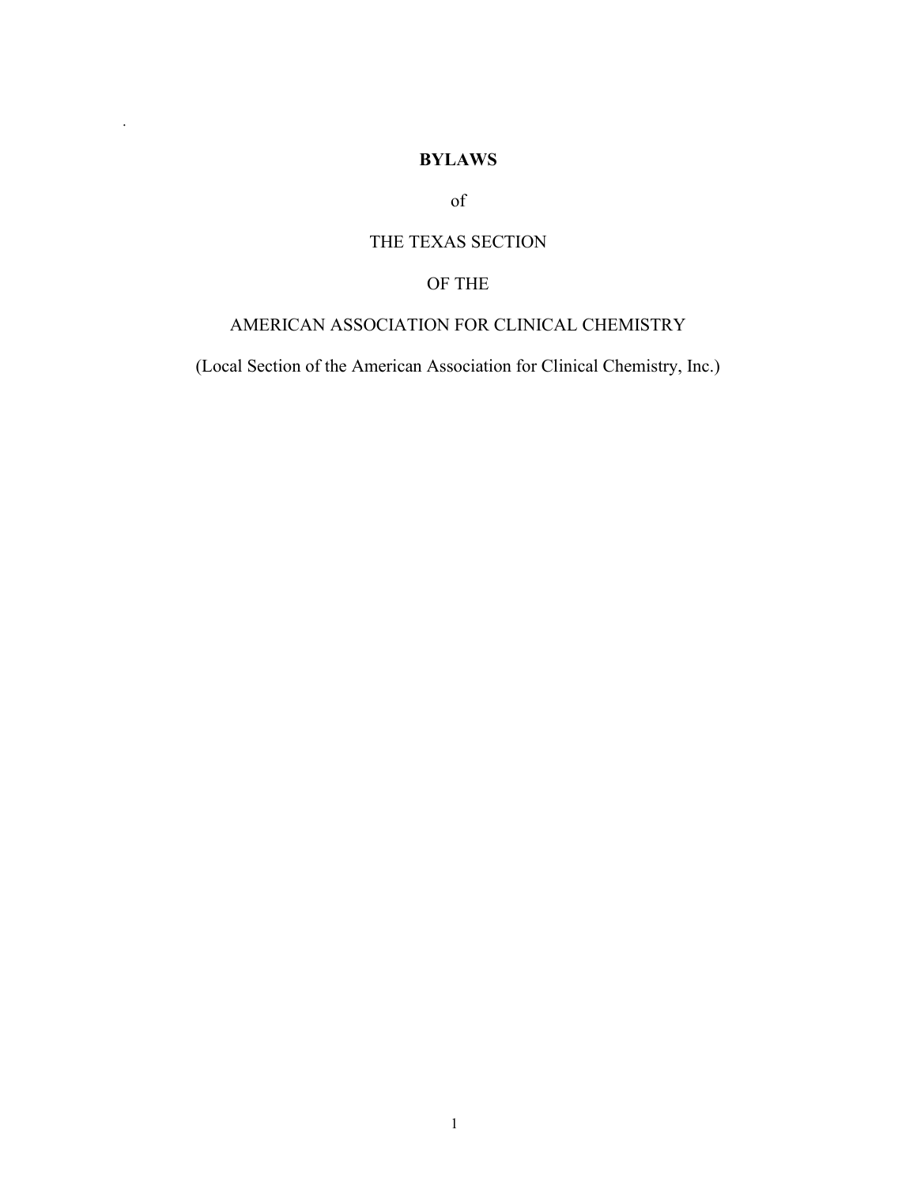# BYLAWS

of

THE TEXAS SECTION

OF THE

AMERICAN ASSOCIATION FOR CLINICAL CHEMISTRY

(Local Section of the American Association for Clinical Chemistry, Inc.)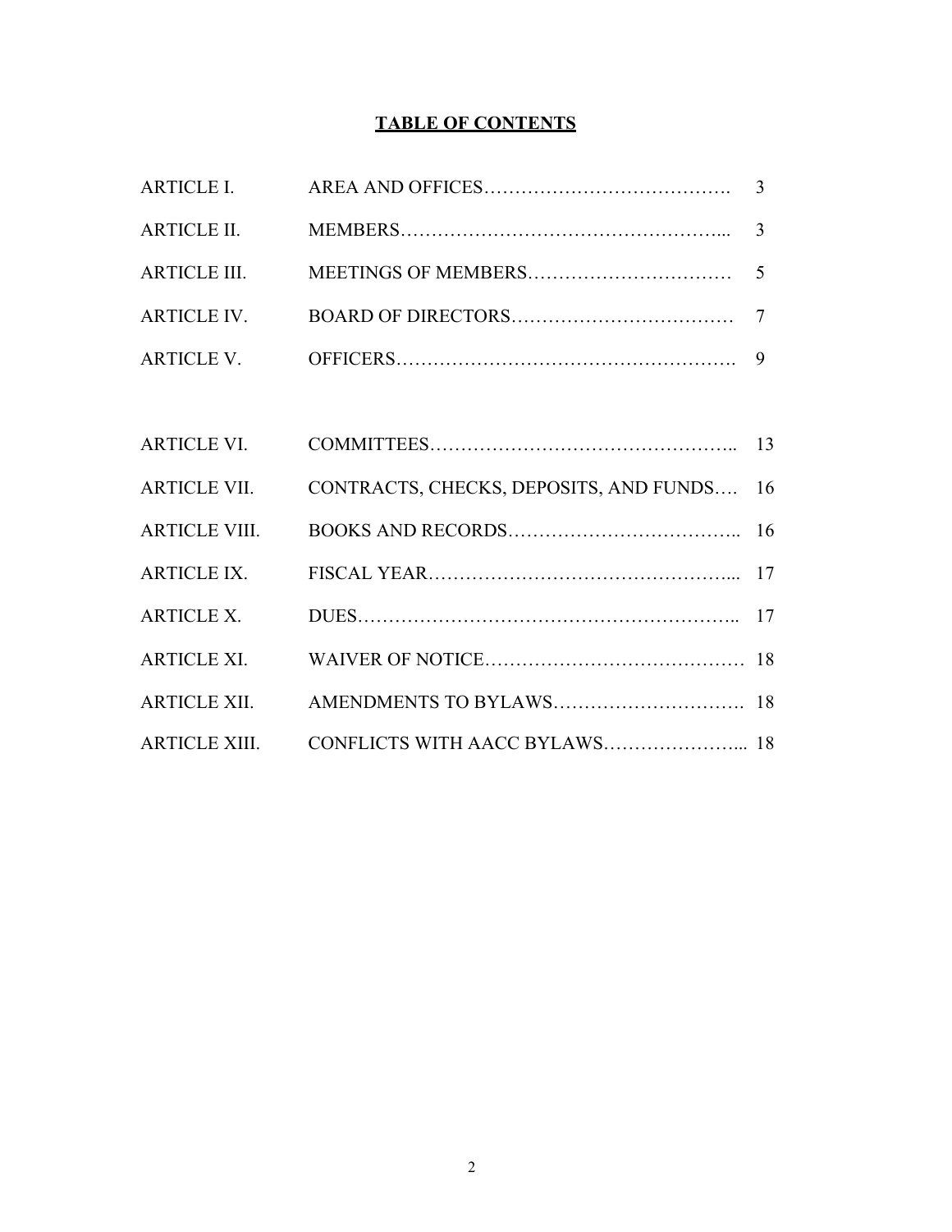# TABLE OF CONTENTS

| | | |
|---|---|---|
| ARTICLE I. | AREA AND OFFICES | 3 |
| ARTICLE II. | MEMBERS | 3 |
| ARTICLE III. | MEETINGS OF MEMBERS | 5 |
| ARTICLE IV. | BOARD OF DIRECTORS | 7 |
| ARTICLE V. | OFFICERS | 9 |
| ARTICLE VI. | COMMITTEES | 13 |
| ARTICLE VII. | CONTRACTS, CHECKS, DEPOSITS, AND FUNDS | 16 |
| ARTICLE VIII. | BOOKS AND RECORDS | 16 |
| ARTICLE IX. | FISCAL YEAR | 17 |
| ARTICLE X. | DUES | 17 |
| ARTICLE XI. | WAIVER OF NOTICE | 18 |
| ARTICLE XII. | AMENDMENTS TO BYLAWS | 18 |
| ARTICLE XIII. | CONFLICTS WITH AACC BYLAWS | 18 |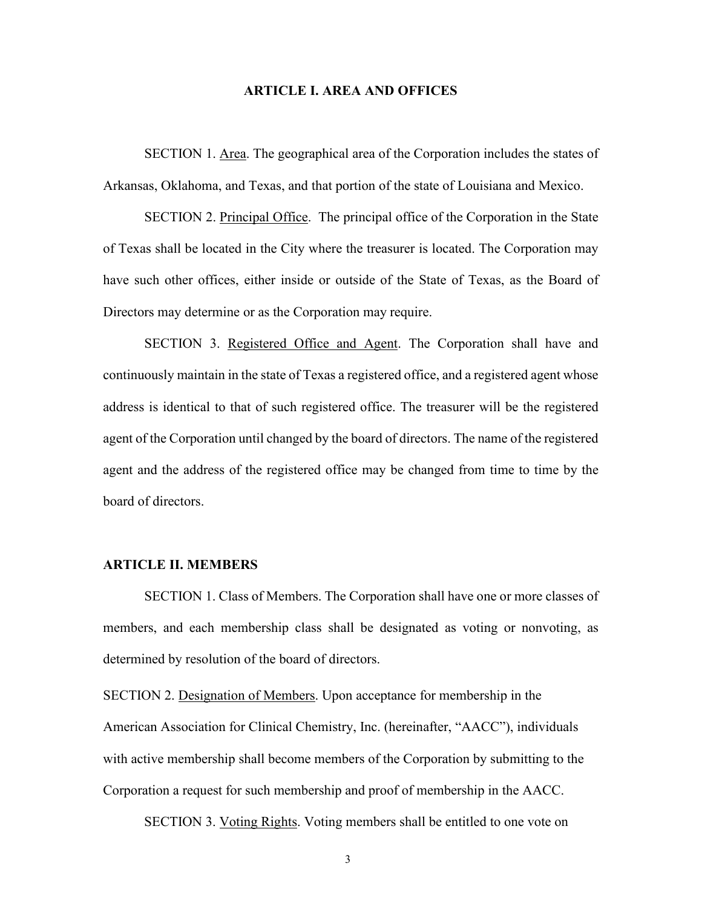## ARTICLE I. AREA AND OFFICES

SECTION 1. Area. The geographical area of the Corporation includes the states of Arkansas, Oklahoma, and Texas, and that portion of the state of Louisiana and Mexico.

SECTION 2. Principal Office. The principal office of the Corporation in the State of Texas shall be located in the City where the treasurer is located. The Corporation may have such other offices, either inside or outside of the State of Texas, as the Board of Directors may determine or as the Corporation may require.

SECTION 3. Registered Office and Agent. The Corporation shall have and continuously maintain in the state of Texas a registered office, and a registered agent whose address is identical to that of such registered office. The treasurer will be the registered agent of the Corporation until changed by the board of directors. The name of the registered agent and the address of the registered office may be changed from time to time by the board of directors.

## ARTICLE II. MEMBERS

SECTION 1. Class of Members. The Corporation shall have one or more classes of members, and each membership class shall be designated as voting or nonvoting, as determined by resolution of the board of directors.

SECTION 2. Designation of Members. Upon acceptance for membership in the American Association for Clinical Chemistry, Inc. (hereinafter, "AACC"), individuals with active membership shall become members of the Corporation by submitting to the Corporation a request for such membership and proof of membership in the AACC.

SECTION 3. Voting Rights. Voting members shall be entitled to one vote on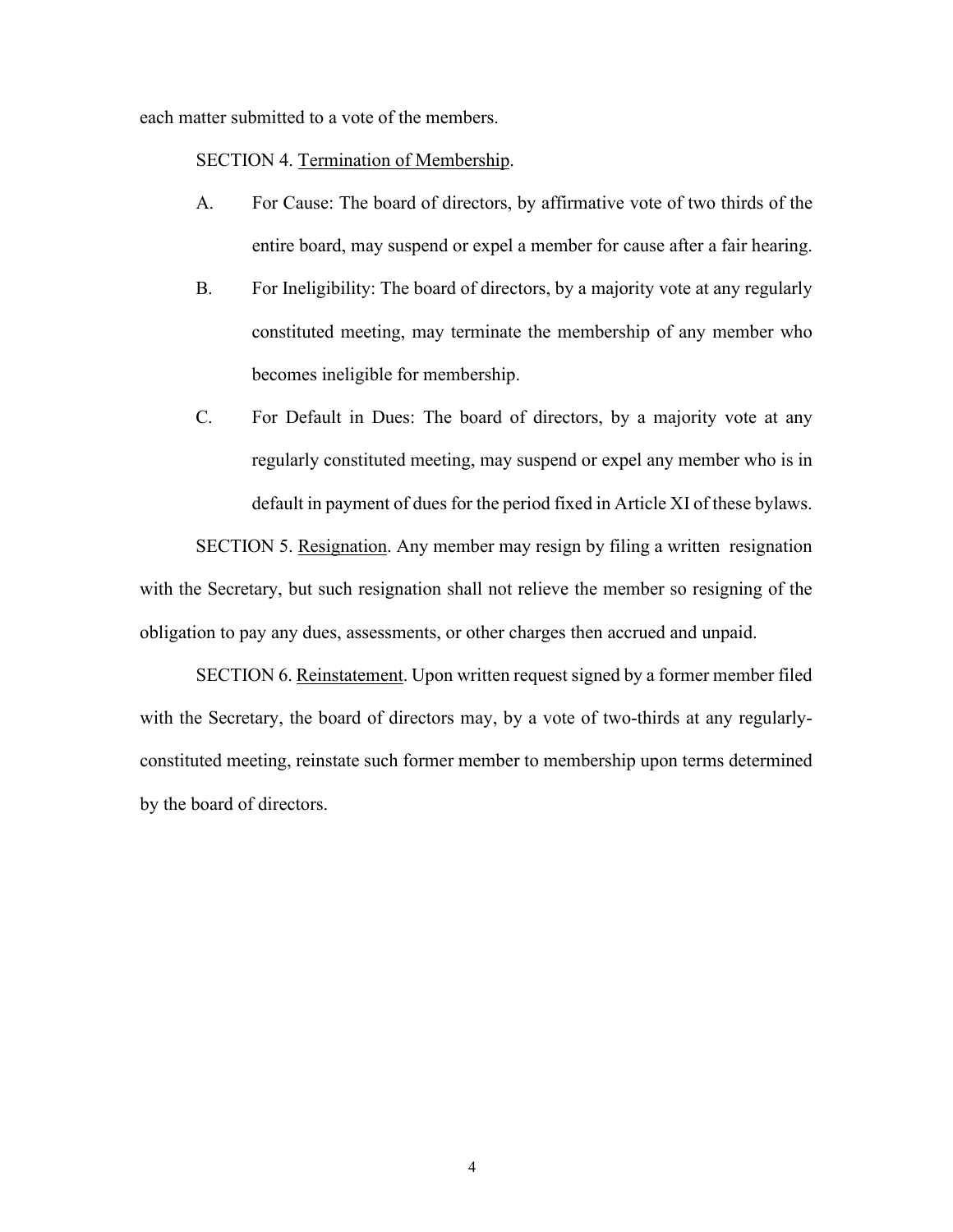each matter submitted to a vote of the members.

SECTION 4. Termination of Membership.

A. For Cause: The board of directors, by affirmative vote of two thirds of the entire board, may suspend or expel a member for cause after a fair hearing.

B. For Ineligibility: The board of directors, by a majority vote at any regularly constituted meeting, may terminate the membership of any member who becomes ineligible for membership.

C. For Default in Dues: The board of directors, by a majority vote at any regularly constituted meeting, may suspend or expel any member who is in default in payment of dues for the period fixed in Article XI of these bylaws.

SECTION 5. Resignation. Any member may resign by filing a written resignation with the Secretary, but such resignation shall not relieve the member so resigning of the obligation to pay any dues, assessments, or other charges then accrued and unpaid.

SECTION 6. Reinstatement. Upon written request signed by a former member filed with the Secretary, the board of directors may, by a vote of two-thirds at any regularly-constituted meeting, reinstate such former member to membership upon terms determined by the board of directors.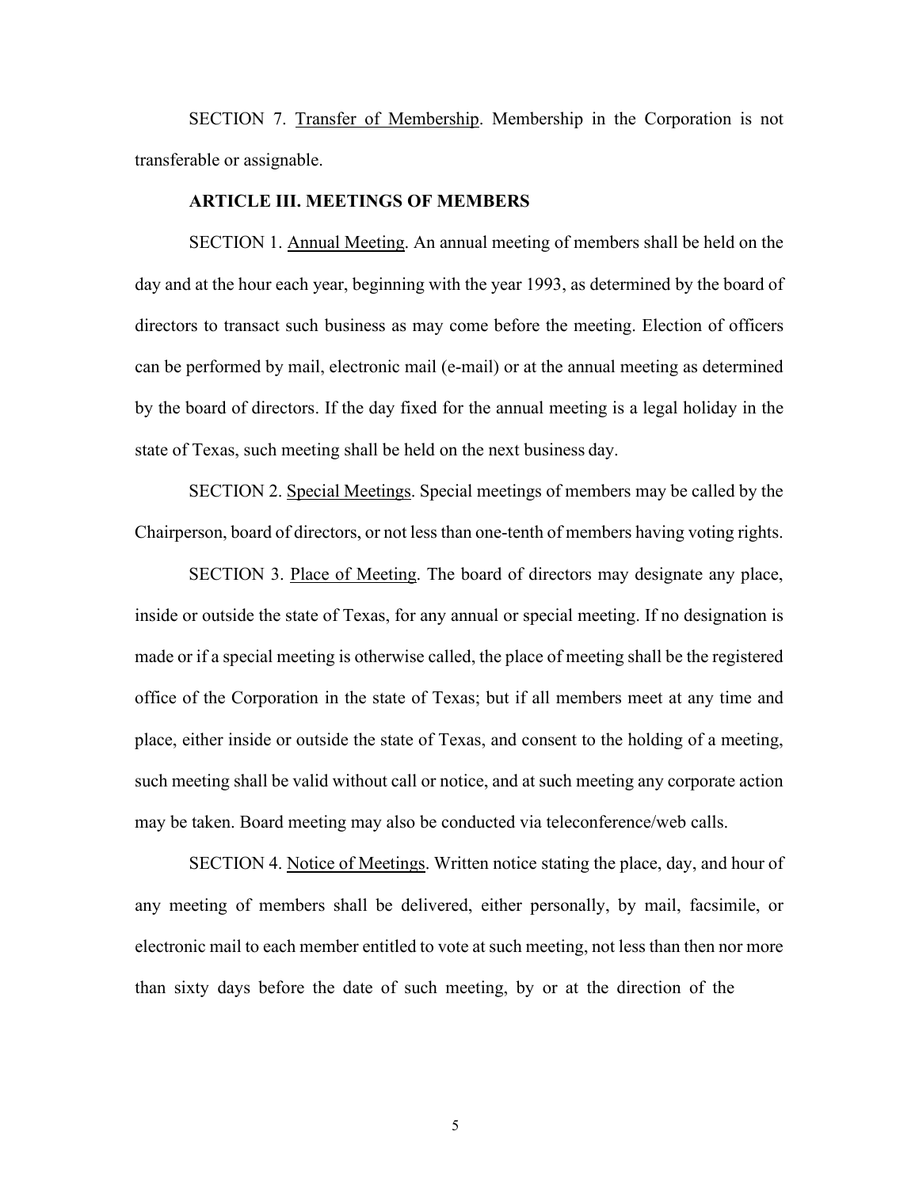SECTION 7. Transfer of Membership. Membership in the Corporation is not transferable or assignable.

## ARTICLE III. MEETINGS OF MEMBERS

SECTION 1. Annual Meeting. An annual meeting of members shall be held on the day and at the hour each year, beginning with the year 1993, as determined by the board of directors to transact such business as may come before the meeting. Election of officers can be performed by mail, electronic mail (e-mail) or at the annual meeting as determined by the board of directors. If the day fixed for the annual meeting is a legal holiday in the state of Texas, such meeting shall be held on the next business day.

SECTION 2. Special Meetings. Special meetings of members may be called by the Chairperson, board of directors, or not less than one-tenth of members having voting rights.

SECTION 3. Place of Meeting. The board of directors may designate any place, inside or outside the state of Texas, for any annual or special meeting. If no designation is made or if a special meeting is otherwise called, the place of meeting shall be the registered office of the Corporation in the state of Texas; but if all members meet at any time and place, either inside or outside the state of Texas, and consent to the holding of a meeting, such meeting shall be valid without call or notice, and at such meeting any corporate action may be taken. Board meeting may also be conducted via teleconference/web calls.

SECTION 4. Notice of Meetings. Written notice stating the place, day, and hour of any meeting of members shall be delivered, either personally, by mail, facsimile, or electronic mail to each member entitled to vote at such meeting, not less than then nor more than sixty days before the date of such meeting, by or at the direction of the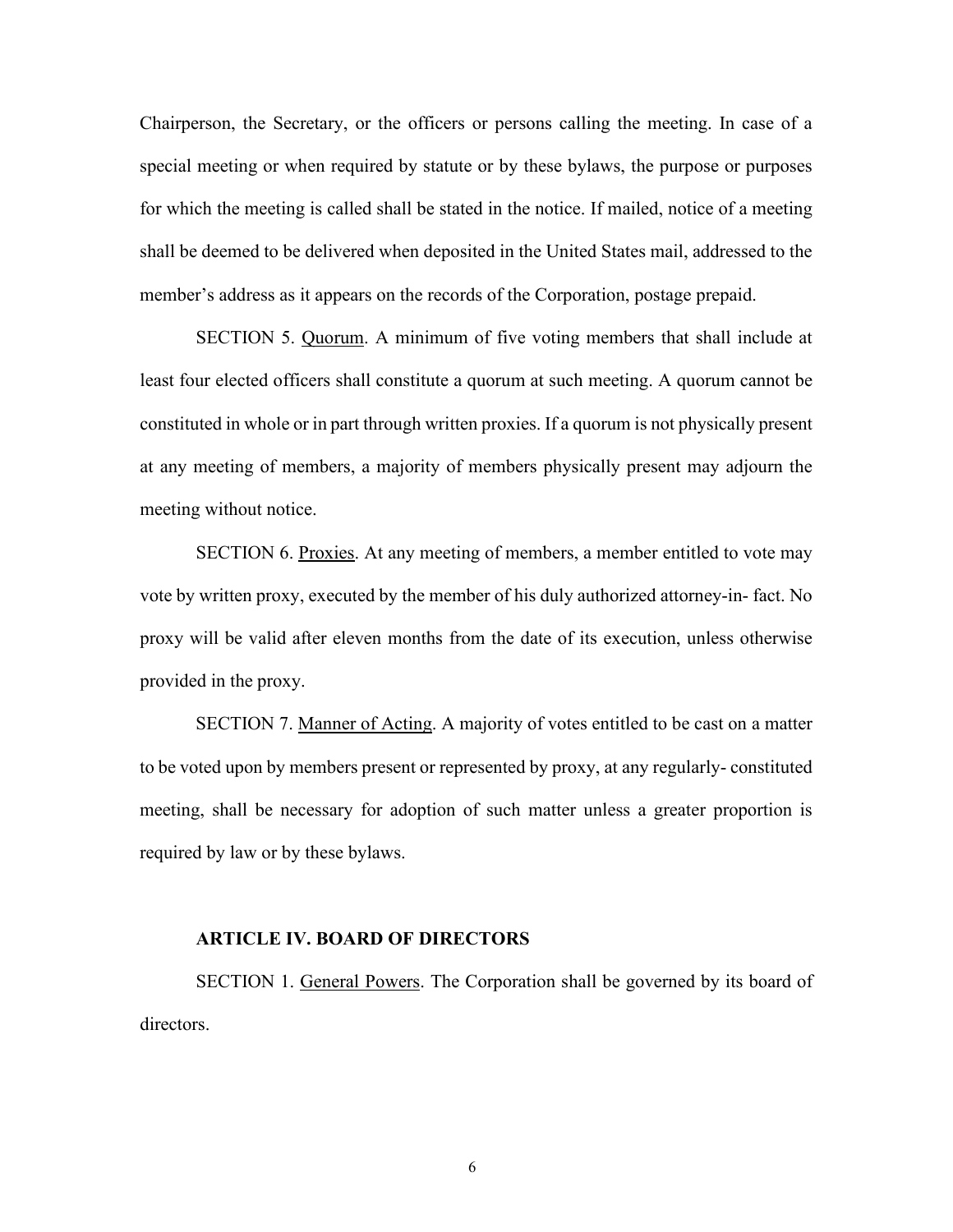Chairperson, the Secretary, or the officers or persons calling the meeting. In case of a special meeting or when required by statute or by these bylaws, the purpose or purposes for which the meeting is called shall be stated in the notice. If mailed, notice of a meeting shall be deemed to be delivered when deposited in the United States mail, addressed to the member's address as it appears on the records of the Corporation, postage prepaid.

SECTION 5. Quorum. A minimum of five voting members that shall include at least four elected officers shall constitute a quorum at such meeting. A quorum cannot be constituted in whole or in part through written proxies. If a quorum is not physically present at any meeting of members, a majority of members physically present may adjourn the meeting without notice.

SECTION 6. Proxies. At any meeting of members, a member entitled to vote may vote by written proxy, executed by the member of his duly authorized attorney-in- fact. No proxy will be valid after eleven months from the date of its execution, unless otherwise provided in the proxy.

SECTION 7. Manner of Acting. A majority of votes entitled to be cast on a matter to be voted upon by members present or represented by proxy, at any regularly- constituted meeting, shall be necessary for adoption of such matter unless a greater proportion is required by law or by these bylaws.

## ARTICLE IV. BOARD OF DIRECTORS

SECTION 1. General Powers. The Corporation shall be governed by its board of directors.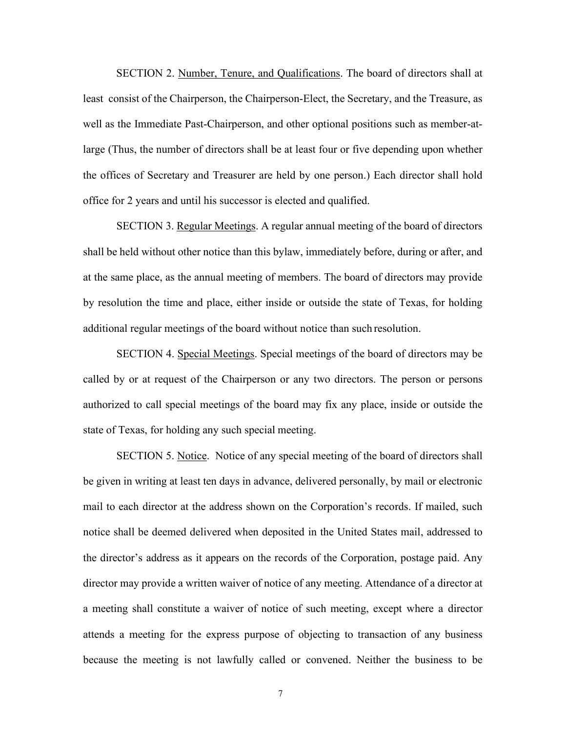SECTION 2. Number, Tenure, and Qualifications. The board of directors shall at least consist of the Chairperson, the Chairperson-Elect, the Secretary, and the Treasure, as well as the Immediate Past-Chairperson, and other optional positions such as member-at-large (Thus, the number of directors shall be at least four or five depending upon whether the offices of Secretary and Treasurer are held by one person.) Each director shall hold office for 2 years and until his successor is elected and qualified.

SECTION 3. Regular Meetings. A regular annual meeting of the board of directors shall be held without other notice than this bylaw, immediately before, during or after, and at the same place, as the annual meeting of members. The board of directors may provide by resolution the time and place, either inside or outside the state of Texas, for holding additional regular meetings of the board without notice than such resolution.

SECTION 4. Special Meetings. Special meetings of the board of directors may be called by or at request of the Chairperson or any two directors. The person or persons authorized to call special meetings of the board may fix any place, inside or outside the state of Texas, for holding any such special meeting.

SECTION 5. Notice. Notice of any special meeting of the board of directors shall be given in writing at least ten days in advance, delivered personally, by mail or electronic mail to each director at the address shown on the Corporation's records. If mailed, such notice shall be deemed delivered when deposited in the United States mail, addressed to the director's address as it appears on the records of the Corporation, postage paid. Any director may provide a written waiver of notice of any meeting. Attendance of a director at a meeting shall constitute a waiver of notice of such meeting, except where a director attends a meeting for the express purpose of objecting to transaction of any business because the meeting is not lawfully called or convened. Neither the business to be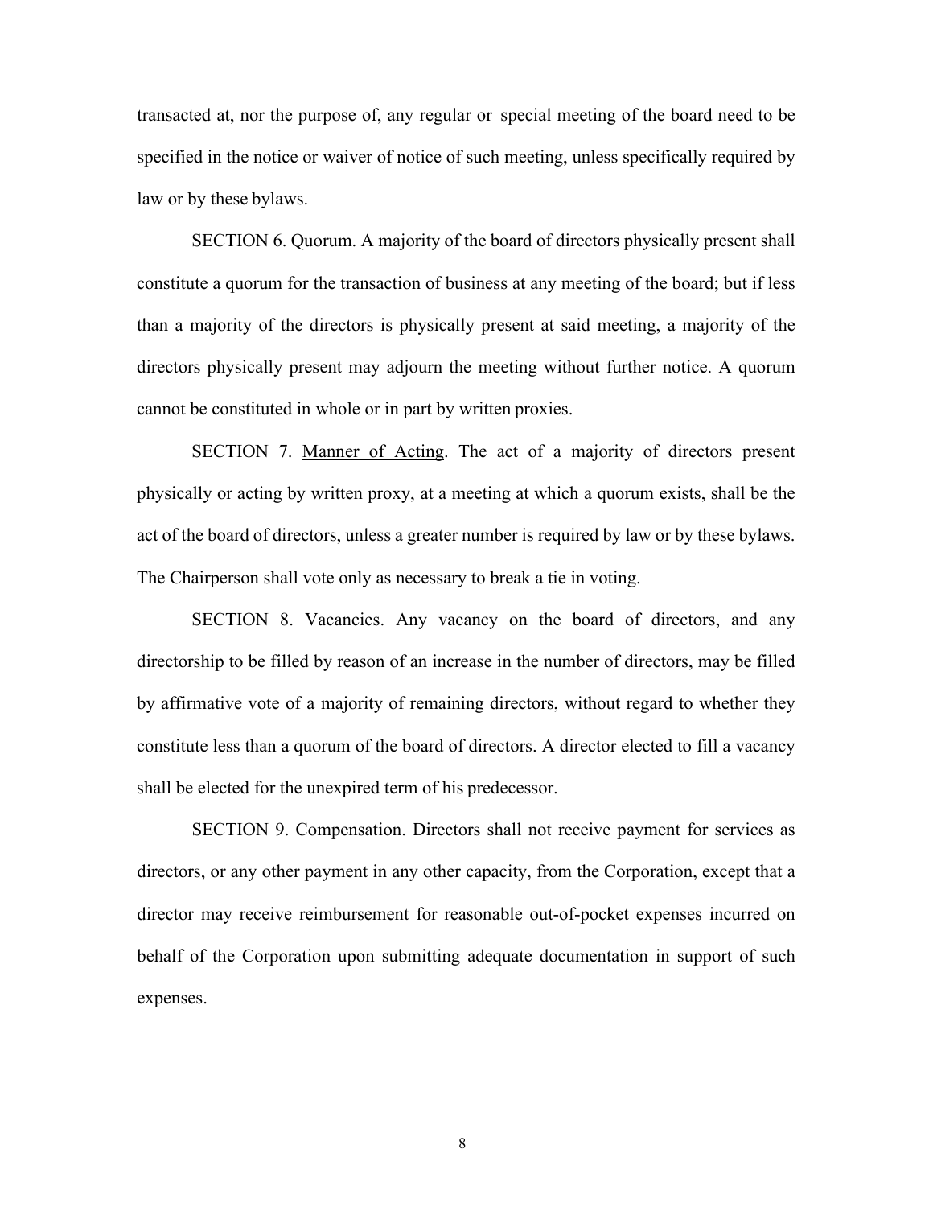transacted at, nor the purpose of, any regular or special meeting of the board need to be specified in the notice or waiver of notice of such meeting, unless specifically required by law or by these bylaws.

SECTION 6. Quorum. A majority of the board of directors physically present shall constitute a quorum for the transaction of business at any meeting of the board; but if less than a majority of the directors is physically present at said meeting, a majority of the directors physically present may adjourn the meeting without further notice. A quorum cannot be constituted in whole or in part by written proxies.

SECTION 7. Manner of Acting. The act of a majority of directors present physically or acting by written proxy, at a meeting at which a quorum exists, shall be the act of the board of directors, unless a greater number is required by law or by these bylaws. The Chairperson shall vote only as necessary to break a tie in voting.

SECTION 8. Vacancies. Any vacancy on the board of directors, and any directorship to be filled by reason of an increase in the number of directors, may be filled by affirmative vote of a majority of remaining directors, without regard to whether they constitute less than a quorum of the board of directors. A director elected to fill a vacancy shall be elected for the unexpired term of his predecessor.

SECTION 9. Compensation. Directors shall not receive payment for services as directors, or any other payment in any other capacity, from the Corporation, except that a director may receive reimbursement for reasonable out-of-pocket expenses incurred on behalf of the Corporation upon submitting adequate documentation in support of such expenses.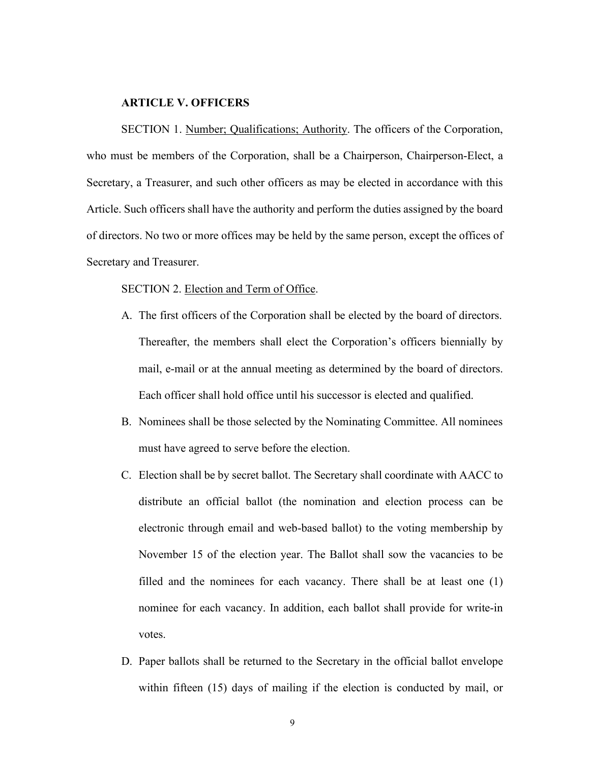**ARTICLE V. OFFICERS**

SECTION 1. Number; Qualifications; Authority. The officers of the Corporation, who must be members of the Corporation, shall be a Chairperson, Chairperson-Elect, a Secretary, a Treasurer, and such other officers as may be elected in accordance with this Article. Such officers shall have the authority and perform the duties assigned by the board of directors. No two or more offices may be held by the same person, except the offices of Secretary and Treasurer.

SECTION 2. Election and Term of Office.

A. The first officers of the Corporation shall be elected by the board of directors. Thereafter, the members shall elect the Corporation's officers biennially by mail, e-mail or at the annual meeting as determined by the board of directors. Each officer shall hold office until his successor is elected and qualified.

B. Nominees shall be those selected by the Nominating Committee. All nominees must have agreed to serve before the election.

C. Election shall be by secret ballot. The Secretary shall coordinate with AACC to distribute an official ballot (the nomination and election process can be electronic through email and web-based ballot) to the voting membership by November 15 of the election year. The Ballot shall sow the vacancies to be filled and the nominees for each vacancy. There shall be at least one (1) nominee for each vacancy. In addition, each ballot shall provide for write-in votes.

D. Paper ballots shall be returned to the Secretary in the official ballot envelope within fifteen (15) days of mailing if the election is conducted by mail, or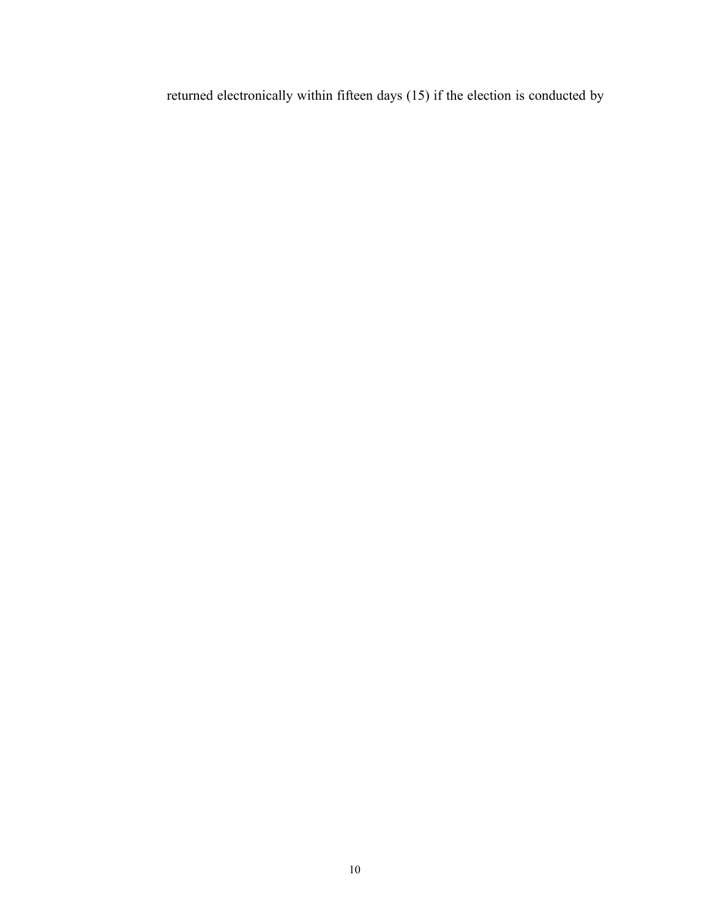returned electronically within fifteen days (15) if the election is conducted by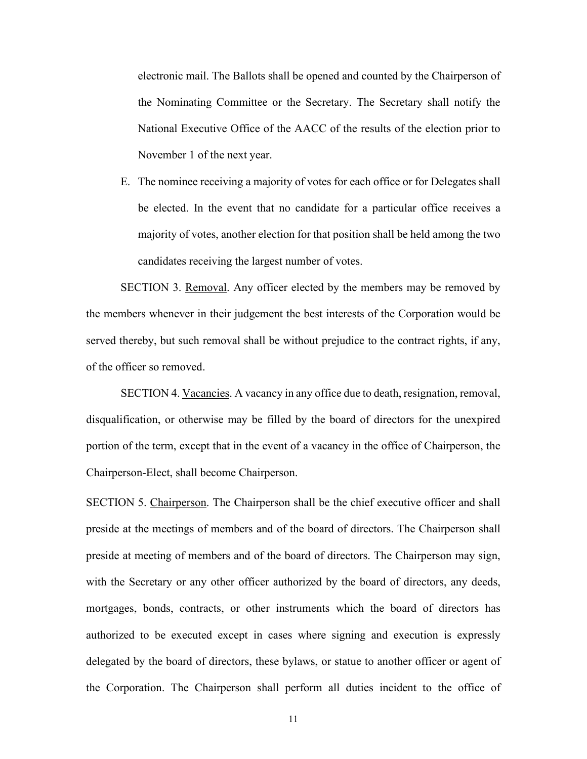electronic mail. The Ballots shall be opened and counted by the Chairperson of the Nominating Committee or the Secretary. The Secretary shall notify the National Executive Office of the AACC of the results of the election prior to November 1 of the next year.

E. The nominee receiving a majority of votes for each office or for Delegates shall be elected. In the event that no candidate for a particular office receives a majority of votes, another election for that position shall be held among the two candidates receiving the largest number of votes.

SECTION 3. <u>Removal</u>. Any officer elected by the members may be removed by the members whenever in their judgement the best interests of the Corporation would be served thereby, but such removal shall be without prejudice to the contract rights, if any, of the officer so removed.

SECTION 4. <u>Vacancies</u>. A vacancy in any office due to death, resignation, removal, disqualification, or otherwise may be filled by the board of directors for the unexpired portion of the term, except that in the event of a vacancy in the office of Chairperson, the Chairperson-Elect, shall become Chairperson.

SECTION 5. <u>Chairperson</u>. The Chairperson shall be the chief executive officer and shall preside at the meetings of members and of the board of directors. The Chairperson shall preside at meeting of members and of the board of directors. The Chairperson may sign, with the Secretary or any other officer authorized by the board of directors, any deeds, mortgages, bonds, contracts, or other instruments which the board of directors has authorized to be executed except in cases where signing and execution is expressly delegated by the board of directors, these bylaws, or statue to another officer or agent of the Corporation. The Chairperson shall perform all duties incident to the office of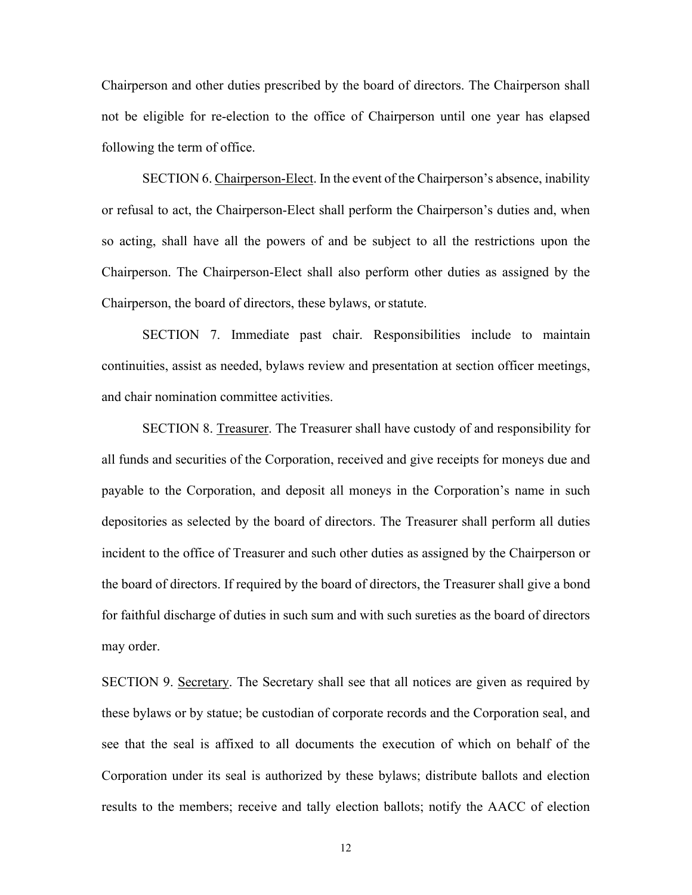Chairperson and other duties prescribed by the board of directors. The Chairperson shall not be eligible for re-election to the office of Chairperson until one year has elapsed following the term of office.

SECTION 6. Chairperson-Elect. In the event of the Chairperson's absence, inability or refusal to act, the Chairperson-Elect shall perform the Chairperson's duties and, when so acting, shall have all the powers of and be subject to all the restrictions upon the Chairperson. The Chairperson-Elect shall also perform other duties as assigned by the Chairperson, the board of directors, these bylaws, or statute.

SECTION 7. Immediate past chair. Responsibilities include to maintain continuities, assist as needed, bylaws review and presentation at section officer meetings, and chair nomination committee activities.

SECTION 8. Treasurer. The Treasurer shall have custody of and responsibility for all funds and securities of the Corporation, received and give receipts for moneys due and payable to the Corporation, and deposit all moneys in the Corporation's name in such depositories as selected by the board of directors. The Treasurer shall perform all duties incident to the office of Treasurer and such other duties as assigned by the Chairperson or the board of directors. If required by the board of directors, the Treasurer shall give a bond for faithful discharge of duties in such sum and with such sureties as the board of directors may order.

SECTION 9. Secretary. The Secretary shall see that all notices are given as required by these bylaws or by statue; be custodian of corporate records and the Corporation seal, and see that the seal is affixed to all documents the execution of which on behalf of the Corporation under its seal is authorized by these bylaws; distribute ballots and election results to the members; receive and tally election ballots; notify the AACC of election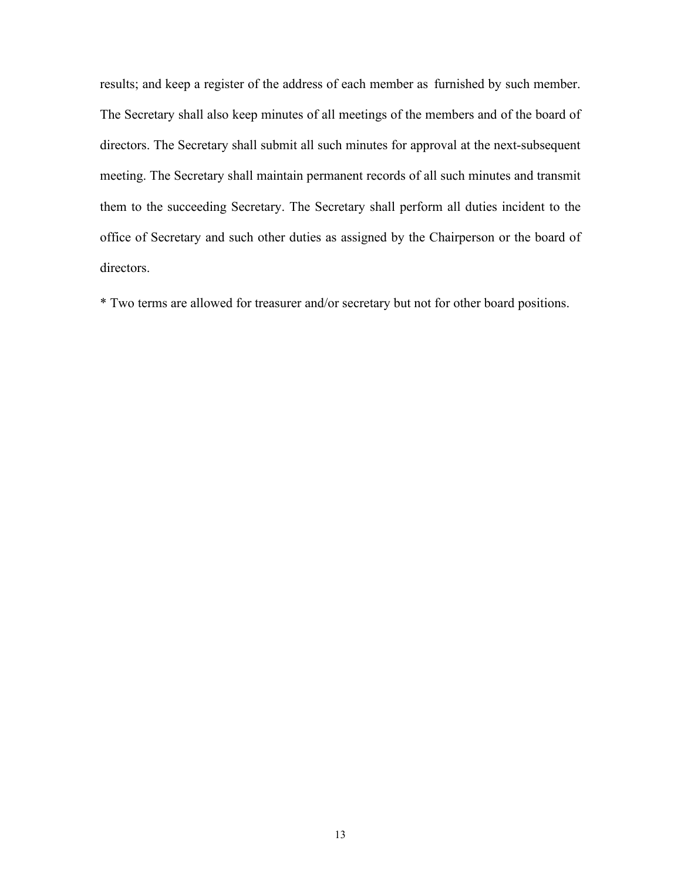results; and keep a register of the address of each member as furnished by such member. The Secretary shall also keep minutes of all meetings of the members and of the board of directors. The Secretary shall submit all such minutes for approval at the next-subsequent meeting. The Secretary shall maintain permanent records of all such minutes and transmit them to the succeeding Secretary. The Secretary shall perform all duties incident to the office of Secretary and such other duties as assigned by the Chairperson or the board of directors.

* Two terms are allowed for treasurer and/or secretary but not for other board positions.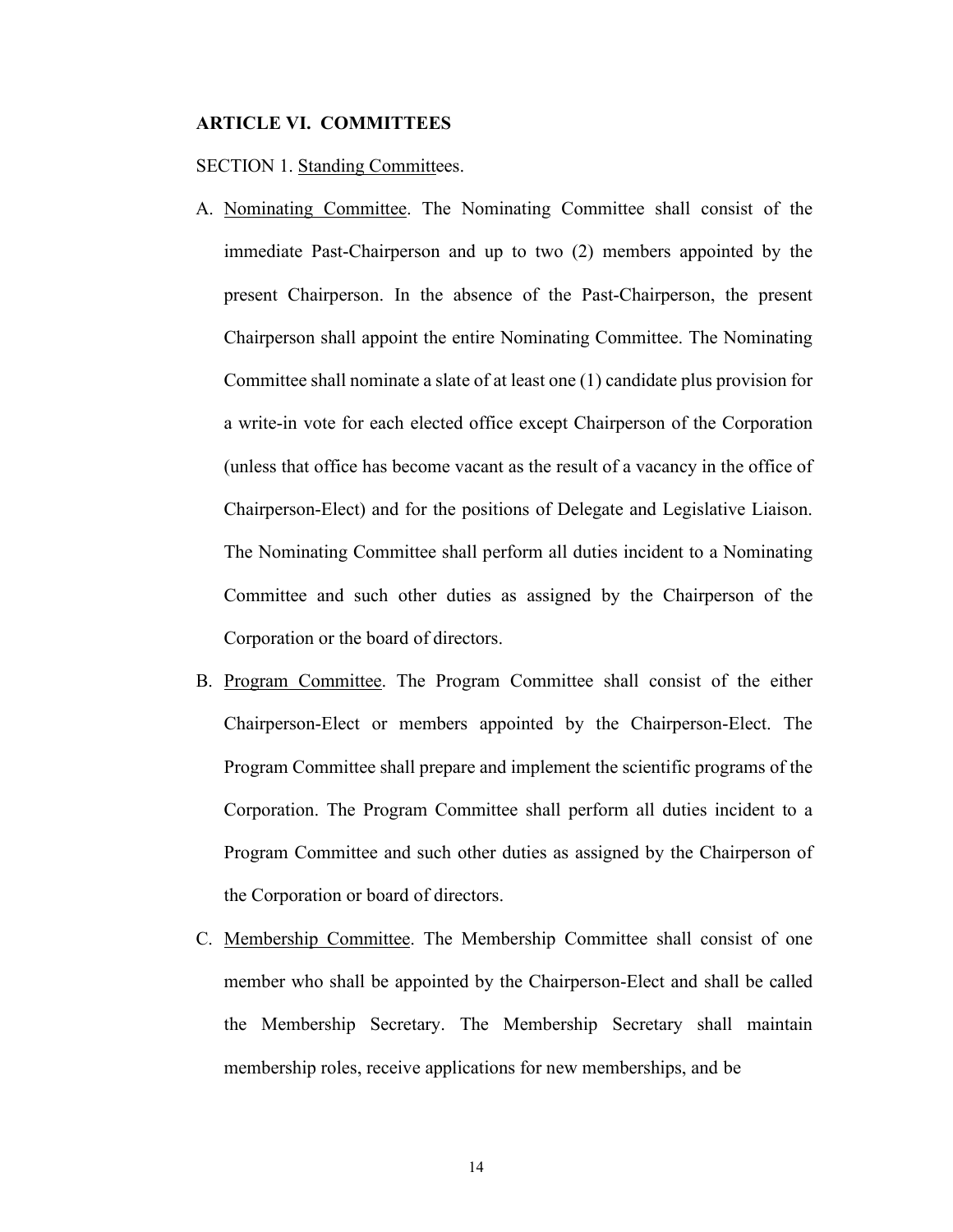## ARTICLE VI. COMMITTEES

SECTION 1. Standing Committees.

A. Nominating Committee. The Nominating Committee shall consist of the immediate Past-Chairperson and up to two (2) members appointed by the present Chairperson. In the absence of the Past-Chairperson, the present Chairperson shall appoint the entire Nominating Committee. The Nominating Committee shall nominate a slate of at least one (1) candidate plus provision for a write-in vote for each elected office except Chairperson of the Corporation (unless that office has become vacant as the result of a vacancy in the office of Chairperson-Elect) and for the positions of Delegate and Legislative Liaison. The Nominating Committee shall perform all duties incident to a Nominating Committee and such other duties as assigned by the Chairperson of the Corporation or the board of directors.

B. Program Committee. The Program Committee shall consist of the either Chairperson-Elect or members appointed by the Chairperson-Elect. The Program Committee shall prepare and implement the scientific programs of the Corporation. The Program Committee shall perform all duties incident to a Program Committee and such other duties as assigned by the Chairperson of the Corporation or board of directors.

C. Membership Committee. The Membership Committee shall consist of one member who shall be appointed by the Chairperson-Elect and shall be called the Membership Secretary. The Membership Secretary shall maintain membership roles, receive applications for new memberships, and be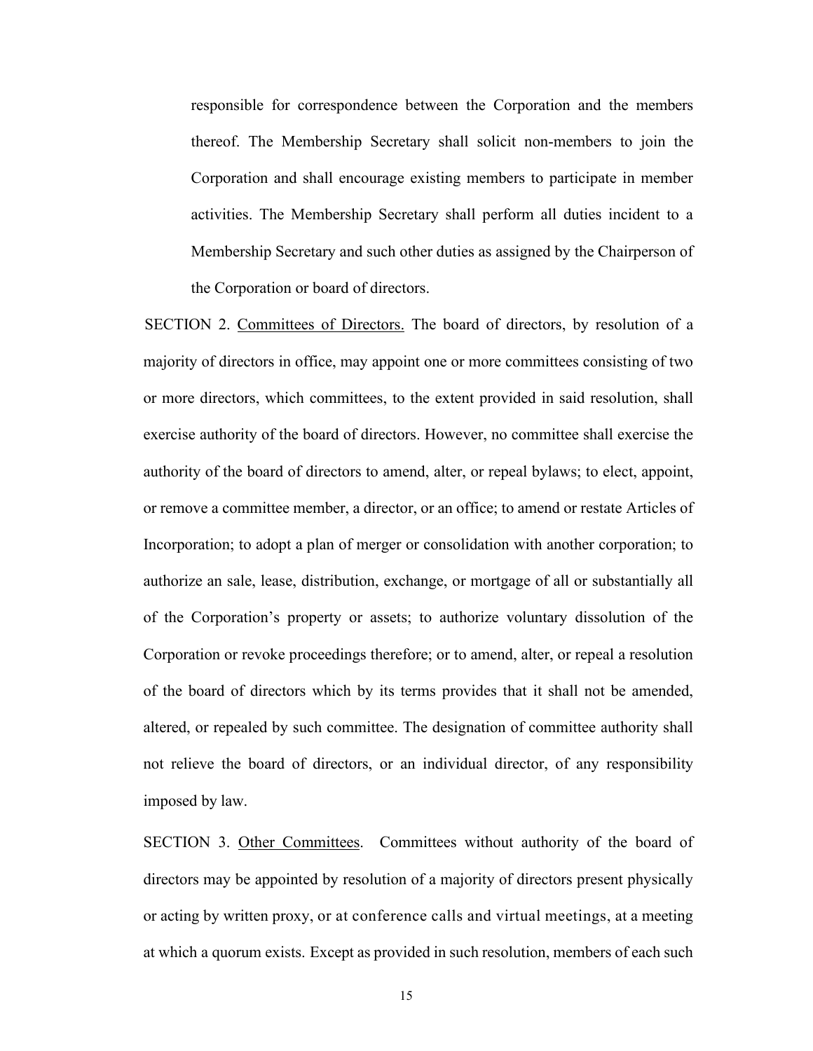responsible for correspondence between the Corporation and the members thereof. The Membership Secretary shall solicit non-members to join the Corporation and shall encourage existing members to participate in member activities. The Membership Secretary shall perform all duties incident to a Membership Secretary and such other duties as assigned by the Chairperson of the Corporation or board of directors.

SECTION 2. <u>Committees of Directors.</u> The board of directors, by resolution of a majority of directors in office, may appoint one or more committees consisting of two or more directors, which committees, to the extent provided in said resolution, shall exercise authority of the board of directors. However, no committee shall exercise the authority of the board of directors to amend, alter, or repeal bylaws; to elect, appoint, or remove a committee member, a director, or an office; to amend or restate Articles of Incorporation; to adopt a plan of merger or consolidation with another corporation; to authorize an sale, lease, distribution, exchange, or mortgage of all or substantially all of the Corporation's property or assets; to authorize voluntary dissolution of the Corporation or revoke proceedings therefore; or to amend, alter, or repeal a resolution of the board of directors which by its terms provides that it shall not be amended, altered, or repealed by such committee. The designation of committee authority shall not relieve the board of directors, or an individual director, of any responsibility imposed by law.

SECTION 3. <u>Other Committees</u>. Committees without authority of the board of directors may be appointed by resolution of a majority of directors present physically or acting by written proxy, or at conference calls and virtual meetings, at a meeting at which a quorum exists. Except as provided in such resolution, members of each such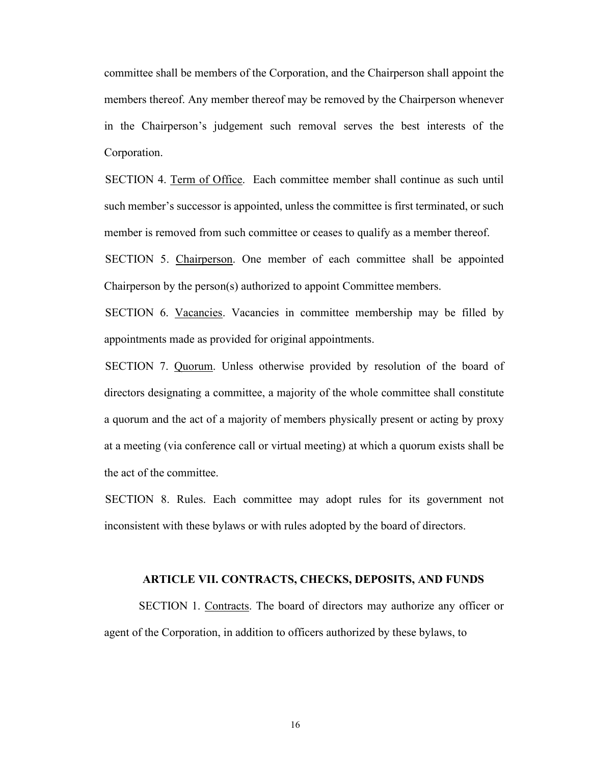committee shall be members of the Corporation, and the Chairperson shall appoint the members thereof. Any member thereof may be removed by the Chairperson whenever in the Chairperson's judgement such removal serves the best interests of the Corporation.

SECTION 4. Term of Office. Each committee member shall continue as such until such member's successor is appointed, unless the committee is first terminated, or such member is removed from such committee or ceases to qualify as a member thereof.

SECTION 5. Chairperson. One member of each committee shall be appointed Chairperson by the person(s) authorized to appoint Committee members.

SECTION 6. Vacancies. Vacancies in committee membership may be filled by appointments made as provided for original appointments.

SECTION 7. Quorum. Unless otherwise provided by resolution of the board of directors designating a committee, a majority of the whole committee shall constitute a quorum and the act of a majority of members physically present or acting by proxy at a meeting (via conference call or virtual meeting) at which a quorum exists shall be the act of the committee.

SECTION 8. Rules. Each committee may adopt rules for its government not inconsistent with these bylaws or with rules adopted by the board of directors.

## ARTICLE VII. CONTRACTS, CHECKS, DEPOSITS, AND FUNDS

SECTION 1. Contracts. The board of directors may authorize any officer or agent of the Corporation, in addition to officers authorized by these bylaws, to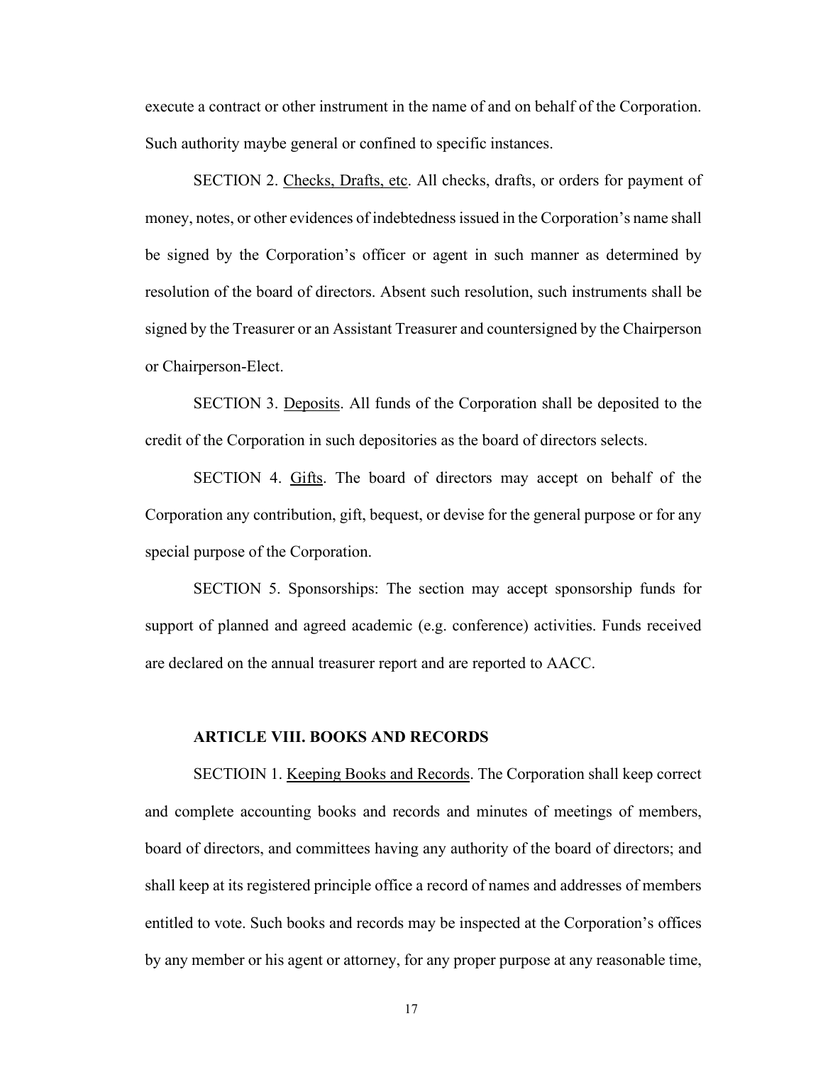execute a contract or other instrument in the name of and on behalf of the Corporation. Such authority maybe general or confined to specific instances.

SECTION 2. Checks, Drafts, etc. All checks, drafts, or orders for payment of money, notes, or other evidences of indebtedness issued in the Corporation's name shall be signed by the Corporation's officer or agent in such manner as determined by resolution of the board of directors. Absent such resolution, such instruments shall be signed by the Treasurer or an Assistant Treasurer and countersigned by the Chairperson or Chairperson-Elect.

SECTION 3. Deposits. All funds of the Corporation shall be deposited to the credit of the Corporation in such depositories as the board of directors selects.

SECTION 4. Gifts. The board of directors may accept on behalf of the Corporation any contribution, gift, bequest, or devise for the general purpose or for any special purpose of the Corporation.

SECTION 5. Sponsorships: The section may accept sponsorship funds for support of planned and agreed academic (e.g. conference) activities. Funds received are declared on the annual treasurer report and are reported to AACC.

## ARTICLE VIII. BOOKS AND RECORDS

SECTIOIN 1. Keeping Books and Records. The Corporation shall keep correct and complete accounting books and records and minutes of meetings of members, board of directors, and committees having any authority of the board of directors; and shall keep at its registered principle office a record of names and addresses of members entitled to vote. Such books and records may be inspected at the Corporation's offices by any member or his agent or attorney, for any proper purpose at any reasonable time,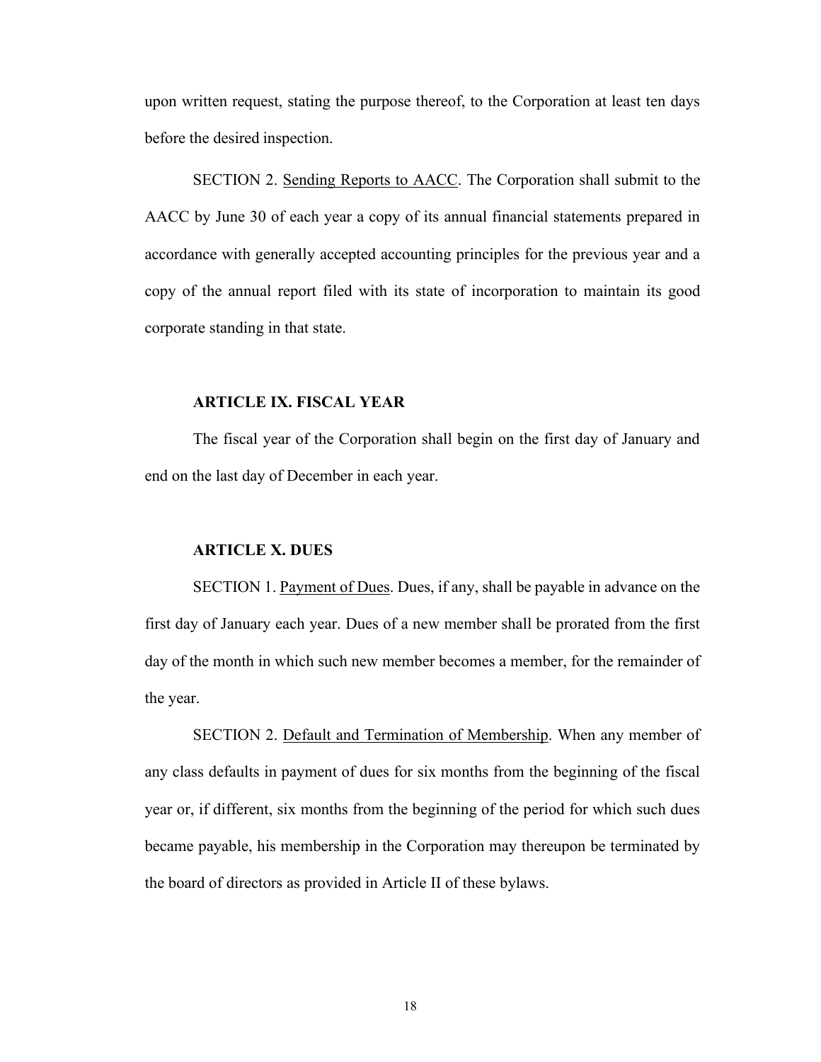upon written request, stating the purpose thereof, to the Corporation at least ten days before the desired inspection.

SECTION 2. <u>Sending Reports to AACC</u>. The Corporation shall submit to the AACC by June 30 of each year a copy of its annual financial statements prepared in accordance with generally accepted accounting principles for the previous year and a copy of the annual report filed with its state of incorporation to maintain its good corporate standing in that state.

## ARTICLE IX. FISCAL YEAR

The fiscal year of the Corporation shall begin on the first day of January and end on the last day of December in each year.

## ARTICLE X. DUES

SECTION 1. <u>Payment of Dues</u>. Dues, if any, shall be payable in advance on the first day of January each year. Dues of a new member shall be prorated from the first day of the month in which such new member becomes a member, for the remainder of the year.

SECTION 2. <u>Default and Termination of Membership</u>. When any member of any class defaults in payment of dues for six months from the beginning of the fiscal year or, if different, six months from the beginning of the period for which such dues became payable, his membership in the Corporation may thereupon be terminated by the board of directors as provided in Article II of these bylaws.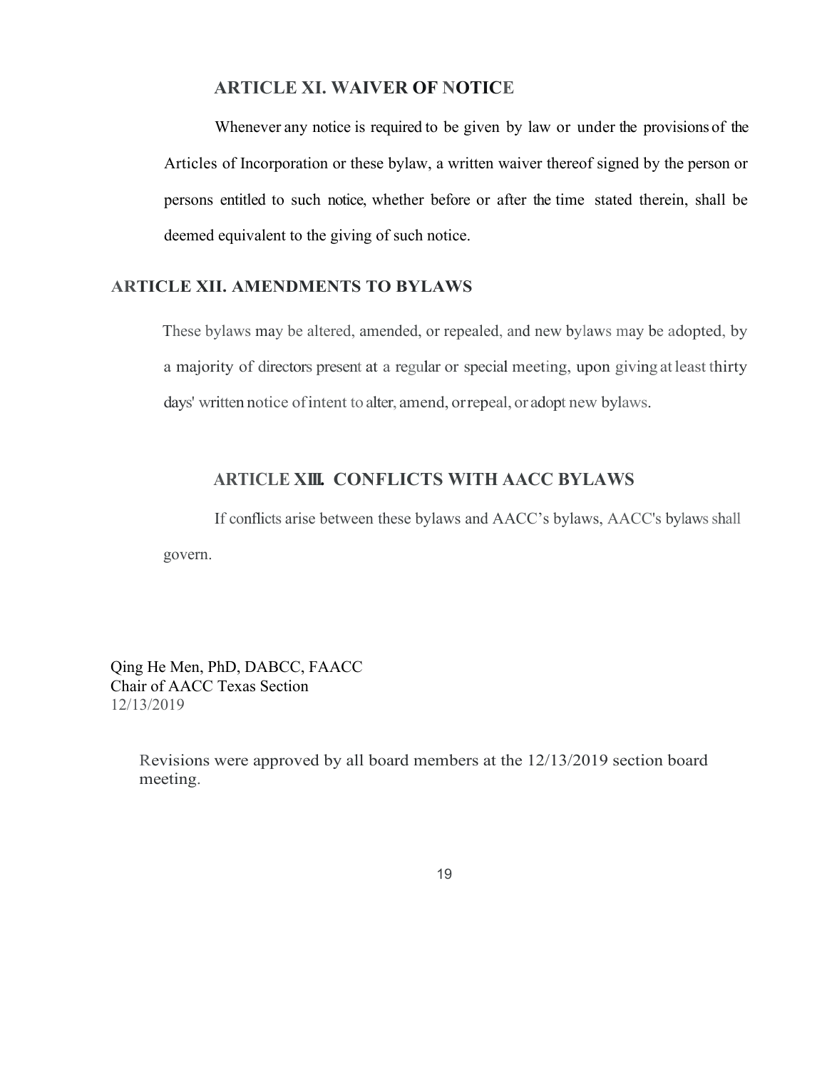## ARTICLE XI. WAIVER OF NOTICE

Whenever any notice is required to be given by law or under the provisions of the Articles of Incorporation or these bylaw, a written waiver thereof signed by the person or persons entitled to such notice, whether before or after the time stated therein, shall be deemed equivalent to the giving of such notice.

## ARTICLE XII. AMENDMENTS TO BYLAWS

These bylaws may be altered, amended, or repealed, and new bylaws may be adopted, by a majority of directors present at a regular or special meeting, upon giving at least thirty days' written notice of intent to alter, amend, or repeal, or adopt new bylaws.

## ARTICLE XIII. CONFLICTS WITH AACC BYLAWS

If conflicts arise between these bylaws and AACC's bylaws, AACC's bylaws shall govern.

Qing He Men, PhD, DABCC, FAACC
Chair of AACC Texas Section
12/13/2019

Revisions were approved by all board members at the 12/13/2019 section board meeting.